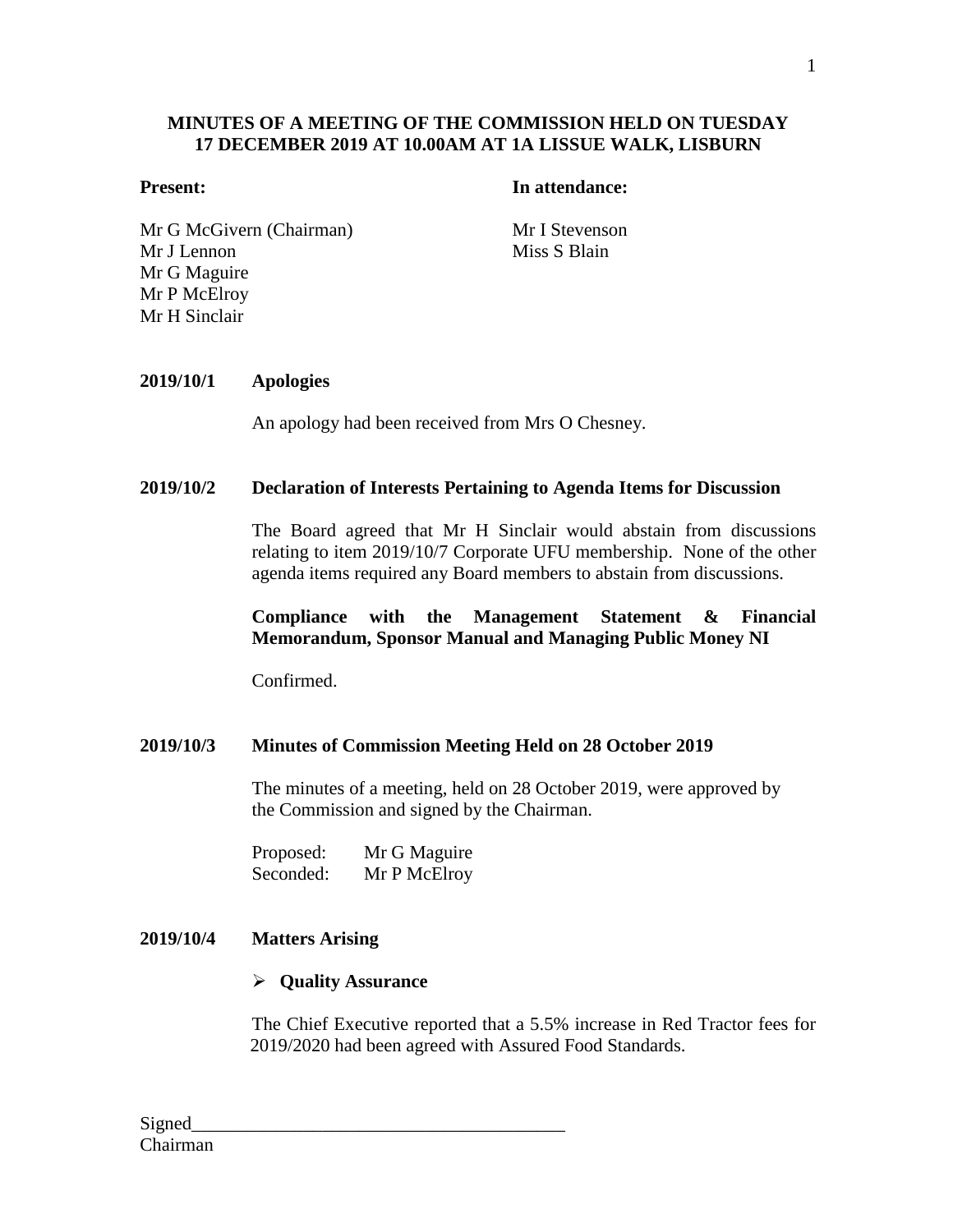**MINUTES OF A MEETING OF THE COMMISSION HELD ON TUESDAY 17 DECEMBER 2019 AT 10.00AM AT 1A LISSUE WALK, LISBURN**

| **Present:** | **In attendance:** |
|---|---|
| Mr G McGivern (Chairman) | Mr I Stevenson |
| Mr J Lennon | Miss S Blain |
| Mr G Maguire | |
| Mr P McElroy | |
| Mr H Sinclair | |

**2019/10/1 Apologies**

An apology had been received from Mrs O Chesney.

**2019/10/2 Declaration of Interests Pertaining to Agenda Items for Discussion**

The Board agreed that Mr H Sinclair would abstain from discussions relating to item 2019/10/7 Corporate UFU membership. None of the other agenda items required any Board members to abstain from discussions.

**Compliance with the Management Statement & Financial Memorandum, Sponsor Manual and Managing Public Money NI**

Confirmed.

**2019/10/3 Minutes of Commission Meeting Held on 28 October 2019**

The minutes of a meeting, held on 28 October 2019, were approved by the Commission and signed by the Chairman.

Proposed: Mr G Maguire
Seconded: Mr P McElroy

**2019/10/4 Matters Arising**

- **Quality Assurance**

The Chief Executive reported that a 5.5% increase in Red Tractor fees for 2019/2020 had been agreed with Assured Food Standards.

Signed_______________________________________
Chairman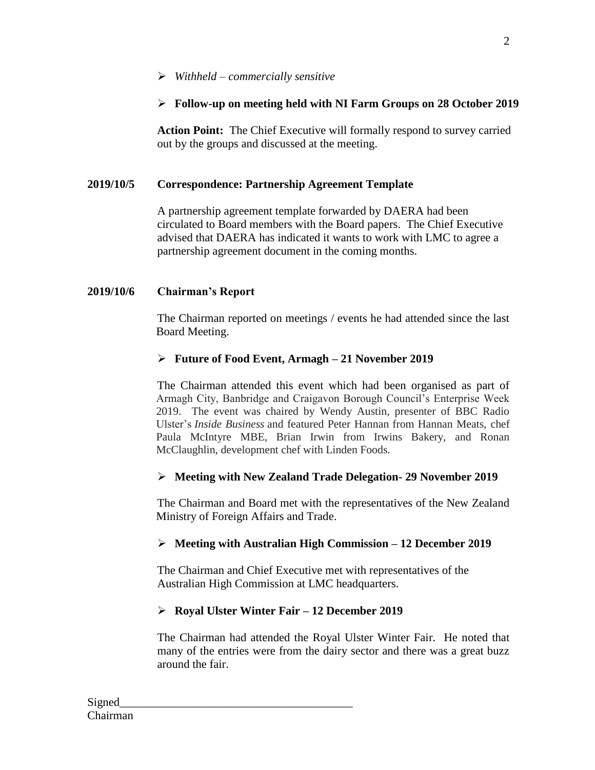- *Withheld – commercially sensitive*

- **Follow-up on meeting held with NI Farm Groups on 28 October 2019**

  **Action Point:** The Chief Executive will formally respond to survey carried out by the groups and discussed at the meeting.

**2019/10/5 Correspondence: Partnership Agreement Template**

A partnership agreement template forwarded by DAERA had been circulated to Board members with the Board papers. The Chief Executive advised that DAERA has indicated it wants to work with LMC to agree a partnership agreement document in the coming months.

**2019/10/6 Chairman's Report**

The Chairman reported on meetings / events he had attended since the last Board Meeting.

- **Future of Food Event, Armagh – 21 November 2019**

  The Chairman attended this event which had been organised as part of Armagh City, Banbridge and Craigavon Borough Council's Enterprise Week 2019. The event was chaired by Wendy Austin, presenter of BBC Radio Ulster's *Inside Business* and featured Peter Hannan from Hannan Meats, chef Paula McIntyre MBE, Brian Irwin from Irwins Bakery, and Ronan McClaughlin, development chef with Linden Foods.

- **Meeting with New Zealand Trade Delegation- 29 November 2019**

  The Chairman and Board met with the representatives of the New Zealand Ministry of Foreign Affairs and Trade.

- **Meeting with Australian High Commission – 12 December 2019**

  The Chairman and Chief Executive met with representatives of the Australian High Commission at LMC headquarters.

- **Royal Ulster Winter Fair – 12 December 2019**

  The Chairman had attended the Royal Ulster Winter Fair. He noted that many of the entries were from the dairy sector and there was a great buzz around the fair.

Signed\_\_\_\_\_\_\_\_\_\_\_\_\_\_\_\_\_\_\_\_\_\_\_\_\_\_\_\_\_\_\_\_\_\_\_\_\_\_\_
Chairman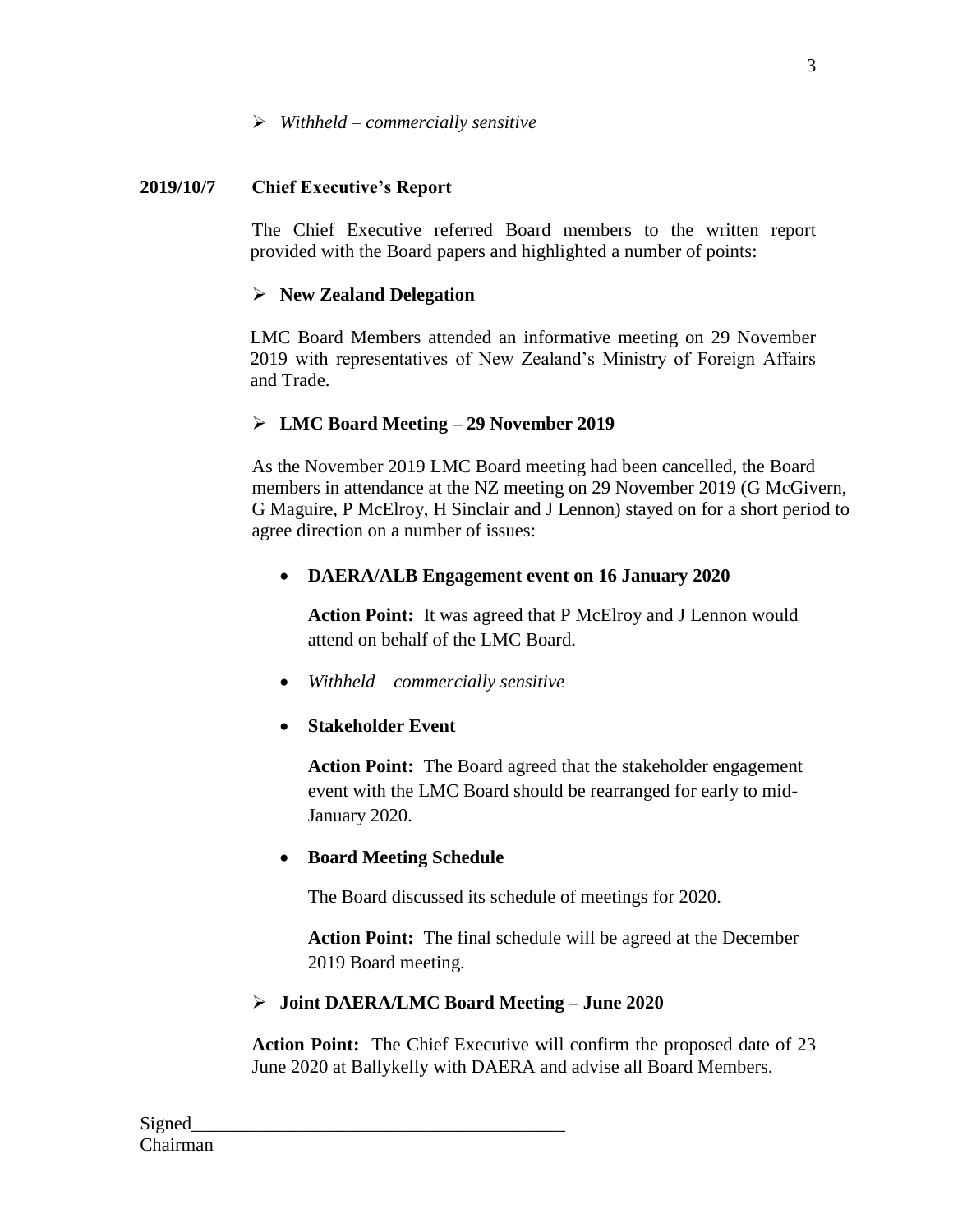- *Withheld – commercially sensitive*

**2019/10/7 Chief Executive's Report**

The Chief Executive referred Board members to the written report provided with the Board papers and highlighted a number of points:

- **New Zealand Delegation**

LMC Board Members attended an informative meeting on 29 November 2019 with representatives of New Zealand's Ministry of Foreign Affairs and Trade.

- **LMC Board Meeting – 29 November 2019**

As the November 2019 LMC Board meeting had been cancelled, the Board members in attendance at the NZ meeting on 29 November 2019 (G McGivern, G Maguire, P McElroy, H Sinclair and J Lennon) stayed on for a short period to agree direction on a number of issues:

- **DAERA/ALB Engagement event on 16 January 2020**

  **Action Point:** It was agreed that P McElroy and J Lennon would attend on behalf of the LMC Board.

- *Withheld – commercially sensitive*

- **Stakeholder Event**

  **Action Point:** The Board agreed that the stakeholder engagement event with the LMC Board should be rearranged for early to mid-January 2020.

- **Board Meeting Schedule**

  The Board discussed its schedule of meetings for 2020.

  **Action Point:** The final schedule will be agreed at the December 2019 Board meeting.

- **Joint DAERA/LMC Board Meeting – June 2020**

**Action Point:** The Chief Executive will confirm the proposed date of 23 June 2020 at Ballykelly with DAERA and advise all Board Members.

Signed_______________________________________
Chairman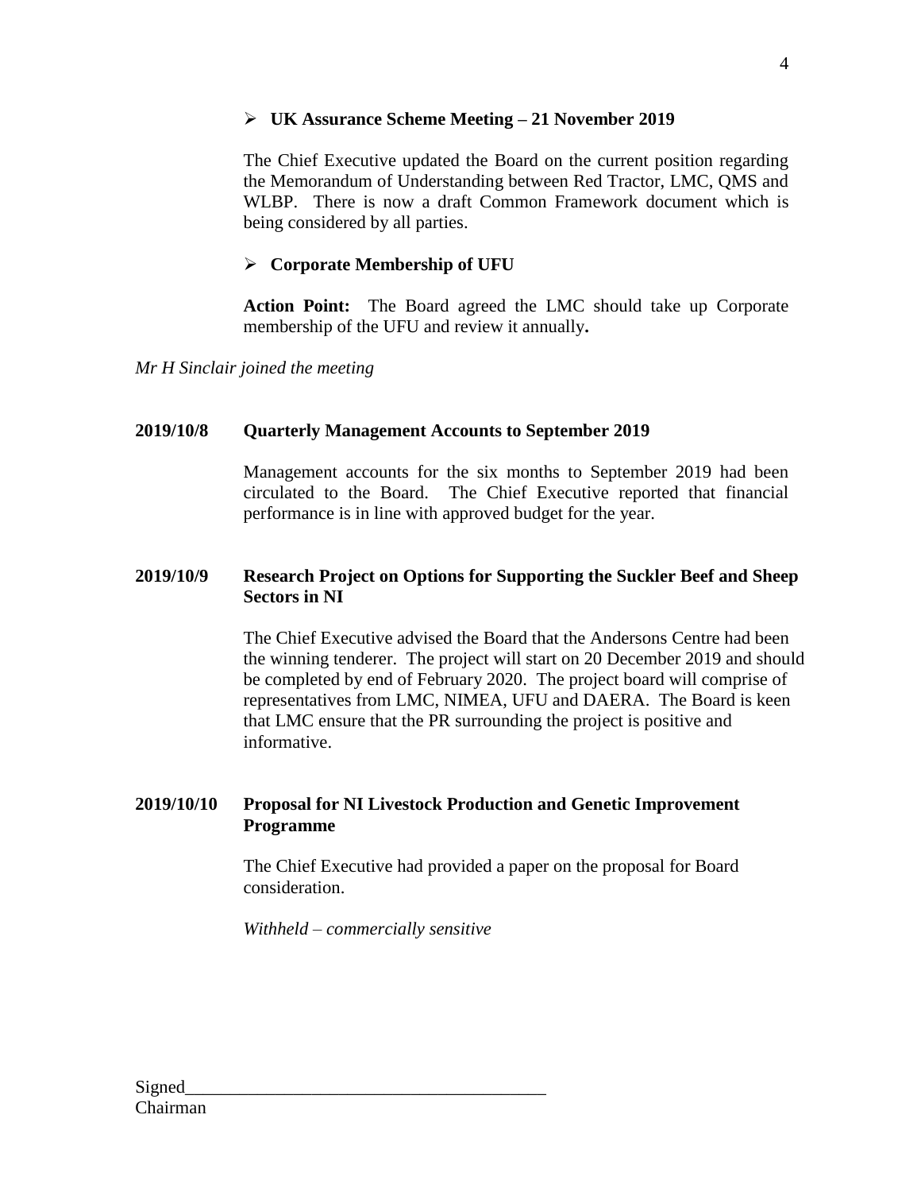- **UK Assurance Scheme Meeting – 21 November 2019**

  The Chief Executive updated the Board on the current position regarding the Memorandum of Understanding between Red Tractor, LMC, QMS and WLBP. There is now a draft Common Framework document which is being considered by all parties.

- **Corporate Membership of UFU**

  **Action Point:** The Board agreed the LMC should take up Corporate membership of the UFU and review it annually**.**

*Mr H Sinclair joined the meeting*

**2019/10/8 Quarterly Management Accounts to September 2019**

Management accounts for the six months to September 2019 had been circulated to the Board. The Chief Executive reported that financial performance is in line with approved budget for the year.

**2019/10/9 Research Project on Options for Supporting the Suckler Beef and Sheep Sectors in NI**

The Chief Executive advised the Board that the Andersons Centre had been the winning tenderer. The project will start on 20 December 2019 and should be completed by end of February 2020. The project board will comprise of representatives from LMC, NIMEA, UFU and DAERA. The Board is keen that LMC ensure that the PR surrounding the project is positive and informative.

**2019/10/10 Proposal for NI Livestock Production and Genetic Improvement Programme**

The Chief Executive had provided a paper on the proposal for Board consideration.

*Withheld – commercially sensitive*

Signed\_\_\_\_\_\_\_\_\_\_\_\_\_\_\_\_\_\_\_\_\_\_\_\_\_\_\_\_\_\_\_\_\_\_\_\_\_\_\_
Chairman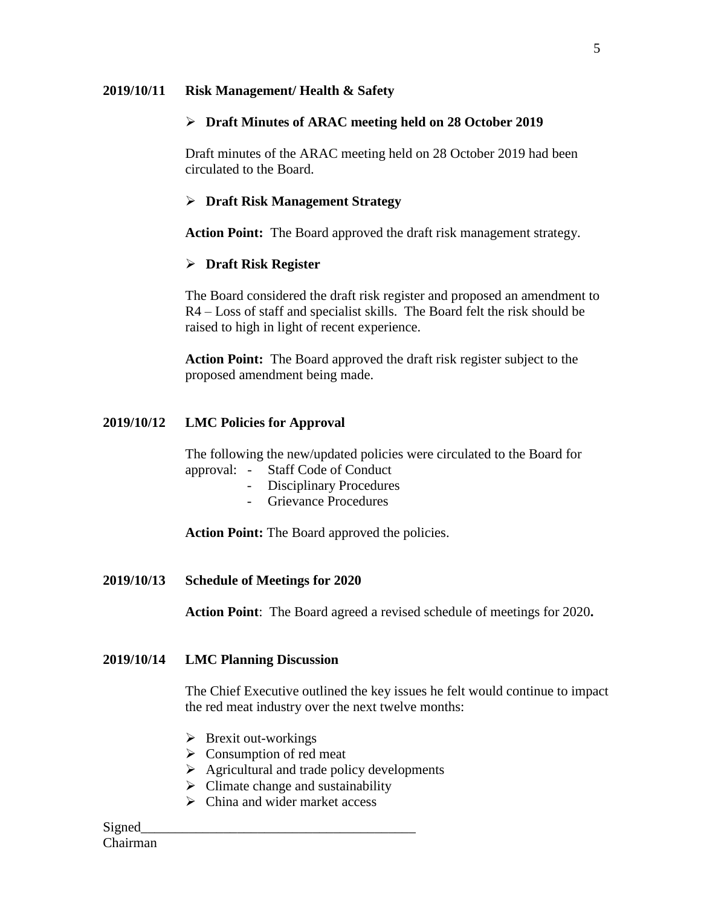**2019/10/11 Risk Management/ Health & Safety**

- **Draft Minutes of ARAC meeting held on 28 October 2019**

Draft minutes of the ARAC meeting held on 28 October 2019 had been circulated to the Board.

- **Draft Risk Management Strategy**

**Action Point:** The Board approved the draft risk management strategy.

- **Draft Risk Register**

The Board considered the draft risk register and proposed an amendment to R4 – Loss of staff and specialist skills. The Board felt the risk should be raised to high in light of recent experience.

**Action Point:** The Board approved the draft risk register subject to the proposed amendment being made.

**2019/10/12 LMC Policies for Approval**

The following the new/updated policies were circulated to the Board for approval:
- Staff Code of Conduct
- Disciplinary Procedures
- Grievance Procedures

**Action Point:** The Board approved the policies.

**2019/10/13 Schedule of Meetings for 2020**

**Action Point**: The Board agreed a revised schedule of meetings for 2020**.**

**2019/10/14 LMC Planning Discussion**

The Chief Executive outlined the key issues he felt would continue to impact the red meat industry over the next twelve months:

- Brexit out-workings
- Consumption of red meat
- Agricultural and trade policy developments
- Climate change and sustainability
- China and wider market access

Signed______________________________________
Chairman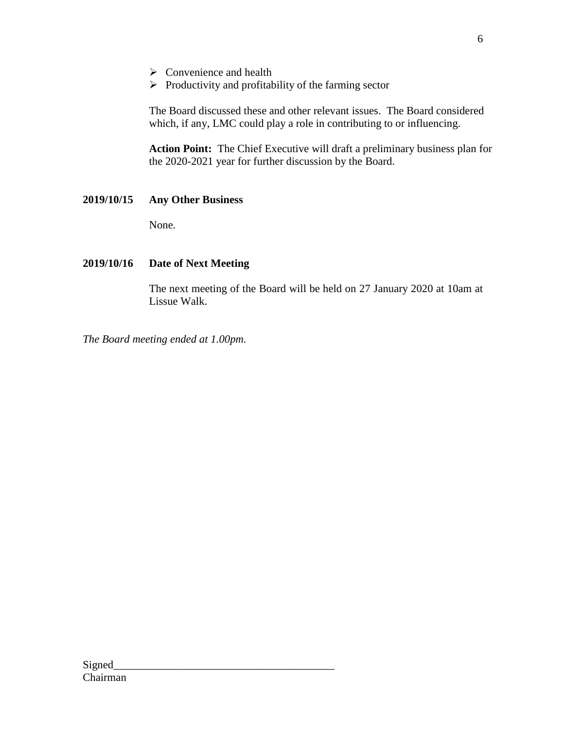- Convenience and health
- Productivity and profitability of the farming sector

The Board discussed these and other relevant issues. The Board considered which, if any, LMC could play a role in contributing to or influencing.

**Action Point:** The Chief Executive will draft a preliminary business plan for the 2020-2021 year for further discussion by the Board.

**2019/10/15 Any Other Business**

None.

**2019/10/16 Date of Next Meeting**

The next meeting of the Board will be held on 27 January 2020 at 10am at Lissue Walk.

*The Board meeting ended at 1.00pm.*

Signed_______________________________________
Chairman